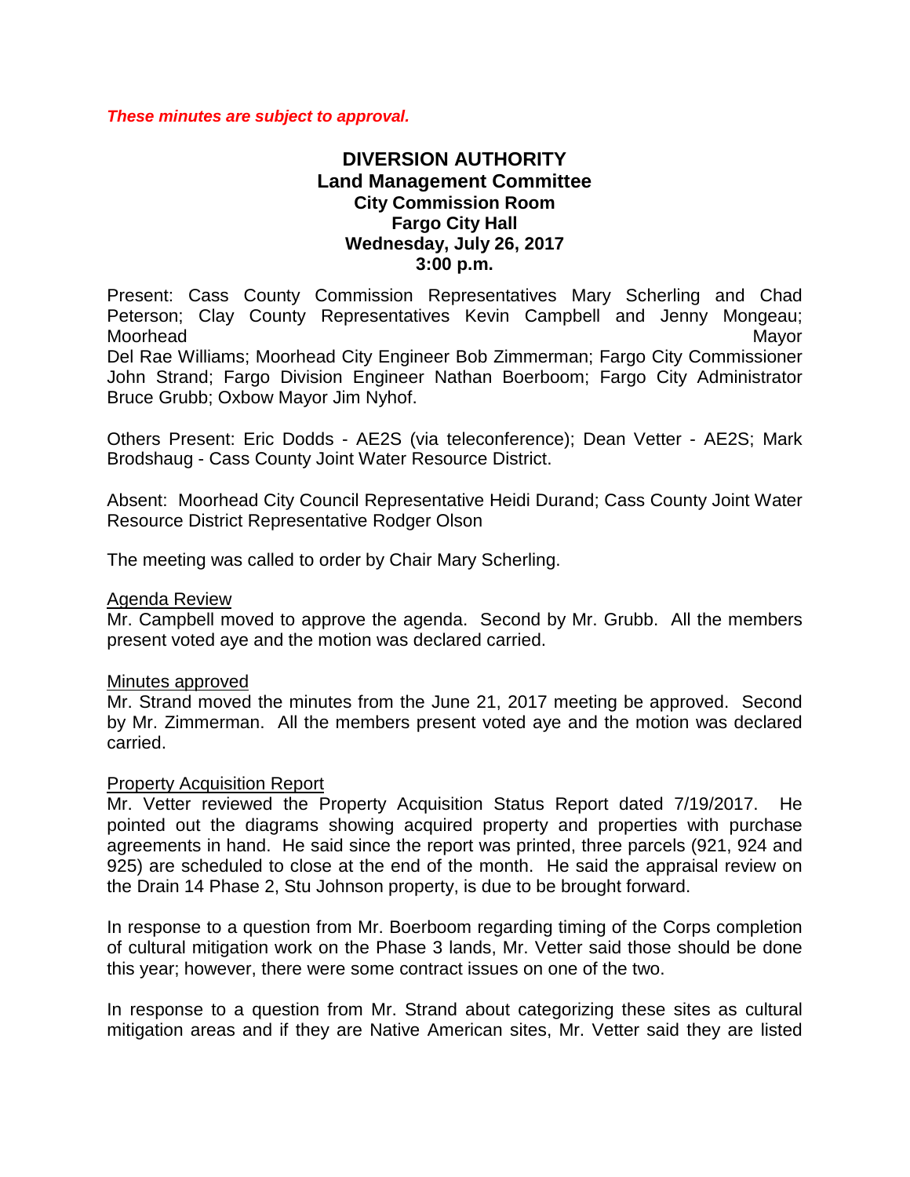***These minutes are subject to approval.***

# DIVERSION AUTHORITY
## Land Management Committee
### City Commission Room
### Fargo City Hall
### Wednesday, July 26, 2017
### 3:00 p.m.

Present: Cass County Commission Representatives Mary Scherling and Chad Peterson; Clay County Representatives Kevin Campbell and Jenny Mongeau; Moorhead Mayor Del Rae Williams; Moorhead City Engineer Bob Zimmerman; Fargo City Commissioner John Strand; Fargo Division Engineer Nathan Boerboom; Fargo City Administrator Bruce Grubb; Oxbow Mayor Jim Nyhof.

Others Present: Eric Dodds - AE2S (via teleconference); Dean Vetter - AE2S; Mark Brodshaug - Cass County Joint Water Resource District.

Absent: Moorhead City Council Representative Heidi Durand; Cass County Joint Water Resource District Representative Rodger Olson

The meeting was called to order by Chair Mary Scherling.

Agenda Review
Mr. Campbell moved to approve the agenda. Second by Mr. Grubb. All the members present voted aye and the motion was declared carried.

Minutes approved
Mr. Strand moved the minutes from the June 21, 2017 meeting be approved. Second by Mr. Zimmerman. All the members present voted aye and the motion was declared carried.

Property Acquisition Report
Mr. Vetter reviewed the Property Acquisition Status Report dated 7/19/2017. He pointed out the diagrams showing acquired property and properties with purchase agreements in hand. He said since the report was printed, three parcels (921, 924 and 925) are scheduled to close at the end of the month. He said the appraisal review on the Drain 14 Phase 2, Stu Johnson property, is due to be brought forward.

In response to a question from Mr. Boerboom regarding timing of the Corps completion of cultural mitigation work on the Phase 3 lands, Mr. Vetter said those should be done this year; however, there were some contract issues on one of the two.

In response to a question from Mr. Strand about categorizing these sites as cultural mitigation areas and if they are Native American sites, Mr. Vetter said they are listed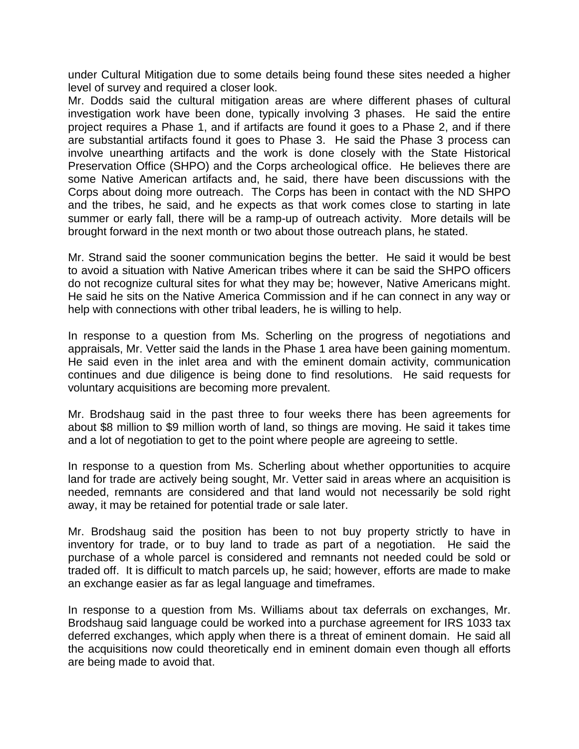under Cultural Mitigation due to some details being found these sites needed a higher level of survey and required a closer look.

Mr. Dodds said the cultural mitigation areas are where different phases of cultural investigation work have been done, typically involving 3 phases. He said the entire project requires a Phase 1, and if artifacts are found it goes to a Phase 2, and if there are substantial artifacts found it goes to Phase 3. He said the Phase 3 process can involve unearthing artifacts and the work is done closely with the State Historical Preservation Office (SHPO) and the Corps archeological office. He believes there are some Native American artifacts and, he said, there have been discussions with the Corps about doing more outreach. The Corps has been in contact with the ND SHPO and the tribes, he said, and he expects as that work comes close to starting in late summer or early fall, there will be a ramp-up of outreach activity. More details will be brought forward in the next month or two about those outreach plans, he stated.

Mr. Strand said the sooner communication begins the better. He said it would be best to avoid a situation with Native American tribes where it can be said the SHPO officers do not recognize cultural sites for what they may be; however, Native Americans might. He said he sits on the Native America Commission and if he can connect in any way or help with connections with other tribal leaders, he is willing to help.

In response to a question from Ms. Scherling on the progress of negotiations and appraisals, Mr. Vetter said the lands in the Phase 1 area have been gaining momentum. He said even in the inlet area and with the eminent domain activity, communication continues and due diligence is being done to find resolutions. He said requests for voluntary acquisitions are becoming more prevalent.

Mr. Brodshaug said in the past three to four weeks there has been agreements for about $8 million to $9 million worth of land, so things are moving. He said it takes time and a lot of negotiation to get to the point where people are agreeing to settle.

In response to a question from Ms. Scherling about whether opportunities to acquire land for trade are actively being sought, Mr. Vetter said in areas where an acquisition is needed, remnants are considered and that land would not necessarily be sold right away, it may be retained for potential trade or sale later.

Mr. Brodshaug said the position has been to not buy property strictly to have in inventory for trade, or to buy land to trade as part of a negotiation. He said the purchase of a whole parcel is considered and remnants not needed could be sold or traded off. It is difficult to match parcels up, he said; however, efforts are made to make an exchange easier as far as legal language and timeframes.

In response to a question from Ms. Williams about tax deferrals on exchanges, Mr. Brodshaug said language could be worked into a purchase agreement for IRS 1033 tax deferred exchanges, which apply when there is a threat of eminent domain. He said all the acquisitions now could theoretically end in eminent domain even though all efforts are being made to avoid that.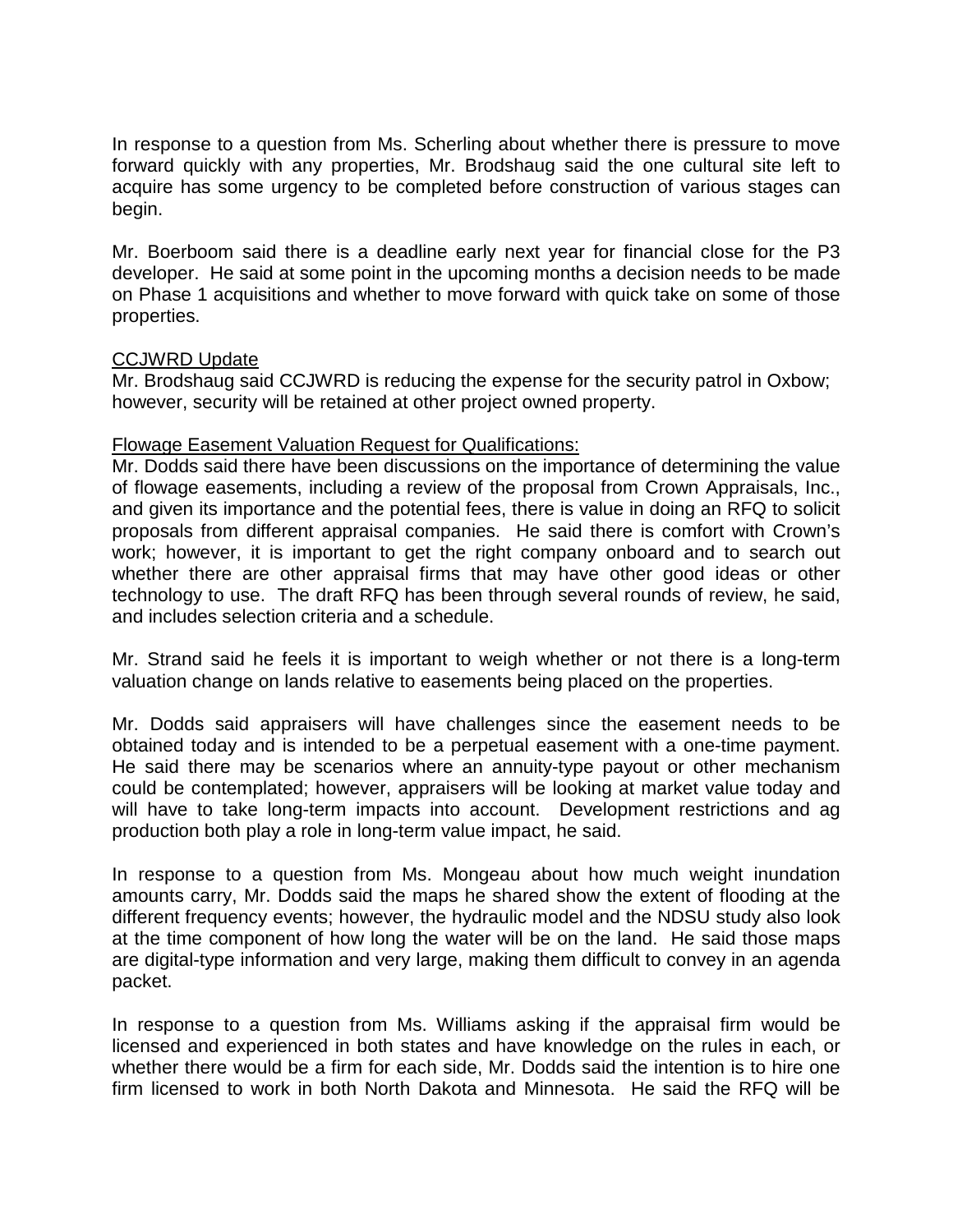In response to a question from Ms. Scherling about whether there is pressure to move forward quickly with any properties, Mr. Brodshaug said the one cultural site left to acquire has some urgency to be completed before construction of various stages can begin.

Mr. Boerboom said there is a deadline early next year for financial close for the P3 developer. He said at some point in the upcoming months a decision needs to be made on Phase 1 acquisitions and whether to move forward with quick take on some of those properties.

<u>CCJWRD Update</u>

Mr. Brodshaug said CCJWRD is reducing the expense for the security patrol in Oxbow; however, security will be retained at other project owned property.

<u>Flowage Easement Valuation Request for Qualifications:</u>

Mr. Dodds said there have been discussions on the importance of determining the value of flowage easements, including a review of the proposal from Crown Appraisals, Inc., and given its importance and the potential fees, there is value in doing an RFQ to solicit proposals from different appraisal companies. He said there is comfort with Crown's work; however, it is important to get the right company onboard and to search out whether there are other appraisal firms that may have other good ideas or other technology to use. The draft RFQ has been through several rounds of review, he said, and includes selection criteria and a schedule.

Mr. Strand said he feels it is important to weigh whether or not there is a long-term valuation change on lands relative to easements being placed on the properties.

Mr. Dodds said appraisers will have challenges since the easement needs to be obtained today and is intended to be a perpetual easement with a one-time payment. He said there may be scenarios where an annuity-type payout or other mechanism could be contemplated; however, appraisers will be looking at market value today and will have to take long-term impacts into account. Development restrictions and ag production both play a role in long-term value impact, he said.

In response to a question from Ms. Mongeau about how much weight inundation amounts carry, Mr. Dodds said the maps he shared show the extent of flooding at the different frequency events; however, the hydraulic model and the NDSU study also look at the time component of how long the water will be on the land. He said those maps are digital-type information and very large, making them difficult to convey in an agenda packet.

In response to a question from Ms. Williams asking if the appraisal firm would be licensed and experienced in both states and have knowledge on the rules in each, or whether there would be a firm for each side, Mr. Dodds said the intention is to hire one firm licensed to work in both North Dakota and Minnesota. He said the RFQ will be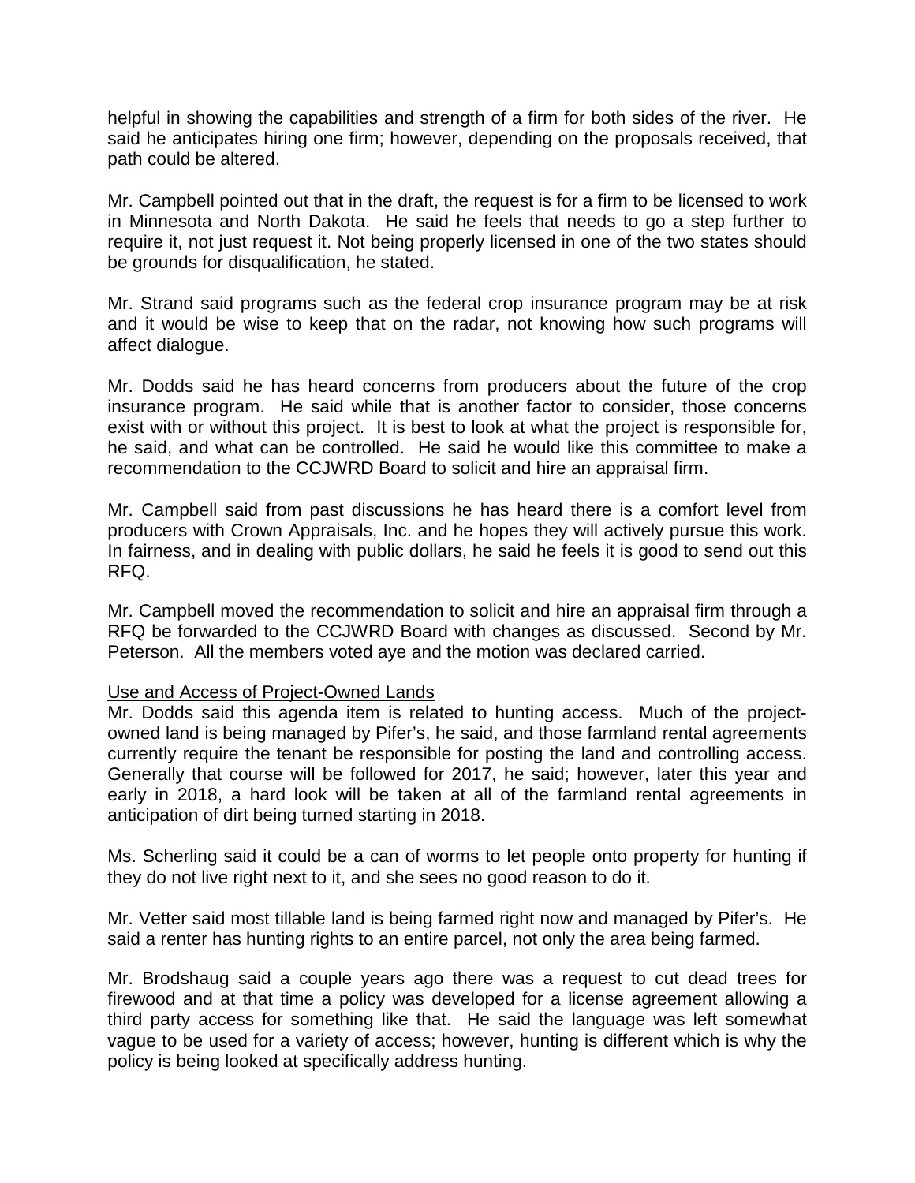helpful in showing the capabilities and strength of a firm for both sides of the river. He said he anticipates hiring one firm; however, depending on the proposals received, that path could be altered.

Mr. Campbell pointed out that in the draft, the request is for a firm to be licensed to work in Minnesota and North Dakota. He said he feels that needs to go a step further to require it, not just request it. Not being properly licensed in one of the two states should be grounds for disqualification, he stated.

Mr. Strand said programs such as the federal crop insurance program may be at risk and it would be wise to keep that on the radar, not knowing how such programs will affect dialogue.

Mr. Dodds said he has heard concerns from producers about the future of the crop insurance program. He said while that is another factor to consider, those concerns exist with or without this project. It is best to look at what the project is responsible for, he said, and what can be controlled. He said he would like this committee to make a recommendation to the CCJWRD Board to solicit and hire an appraisal firm.

Mr. Campbell said from past discussions he has heard there is a comfort level from producers with Crown Appraisals, Inc. and he hopes they will actively pursue this work. In fairness, and in dealing with public dollars, he said he feels it is good to send out this RFQ.

Mr. Campbell moved the recommendation to solicit and hire an appraisal firm through a RFQ be forwarded to the CCJWRD Board with changes as discussed. Second by Mr. Peterson. All the members voted aye and the motion was declared carried.

<u>Use and Access of Project-Owned Lands</u>

Mr. Dodds said this agenda item is related to hunting access. Much of the project-owned land is being managed by Pifer's, he said, and those farmland rental agreements currently require the tenant be responsible for posting the land and controlling access. Generally that course will be followed for 2017, he said; however, later this year and early in 2018, a hard look will be taken at all of the farmland rental agreements in anticipation of dirt being turned starting in 2018.

Ms. Scherling said it could be a can of worms to let people onto property for hunting if they do not live right next to it, and she sees no good reason to do it.

Mr. Vetter said most tillable land is being farmed right now and managed by Pifer's. He said a renter has hunting rights to an entire parcel, not only the area being farmed.

Mr. Brodshaug said a couple years ago there was a request to cut dead trees for firewood and at that time a policy was developed for a license agreement allowing a third party access for something like that. He said the language was left somewhat vague to be used for a variety of access; however, hunting is different which is why the policy is being looked at specifically address hunting.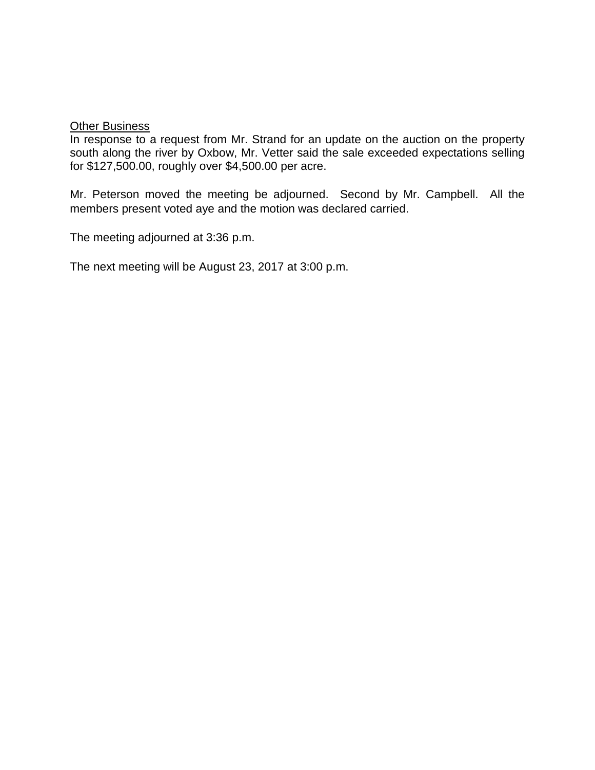<u>Other Business</u>
In response to a request from Mr. Strand for an update on the auction on the property south along the river by Oxbow, Mr. Vetter said the sale exceeded expectations selling for $127,500.00, roughly over $4,500.00 per acre.

Mr. Peterson moved the meeting be adjourned. Second by Mr. Campbell. All the members present voted aye and the motion was declared carried.

The meeting adjourned at 3:36 p.m.

The next meeting will be August 23, 2017 at 3:00 p.m.